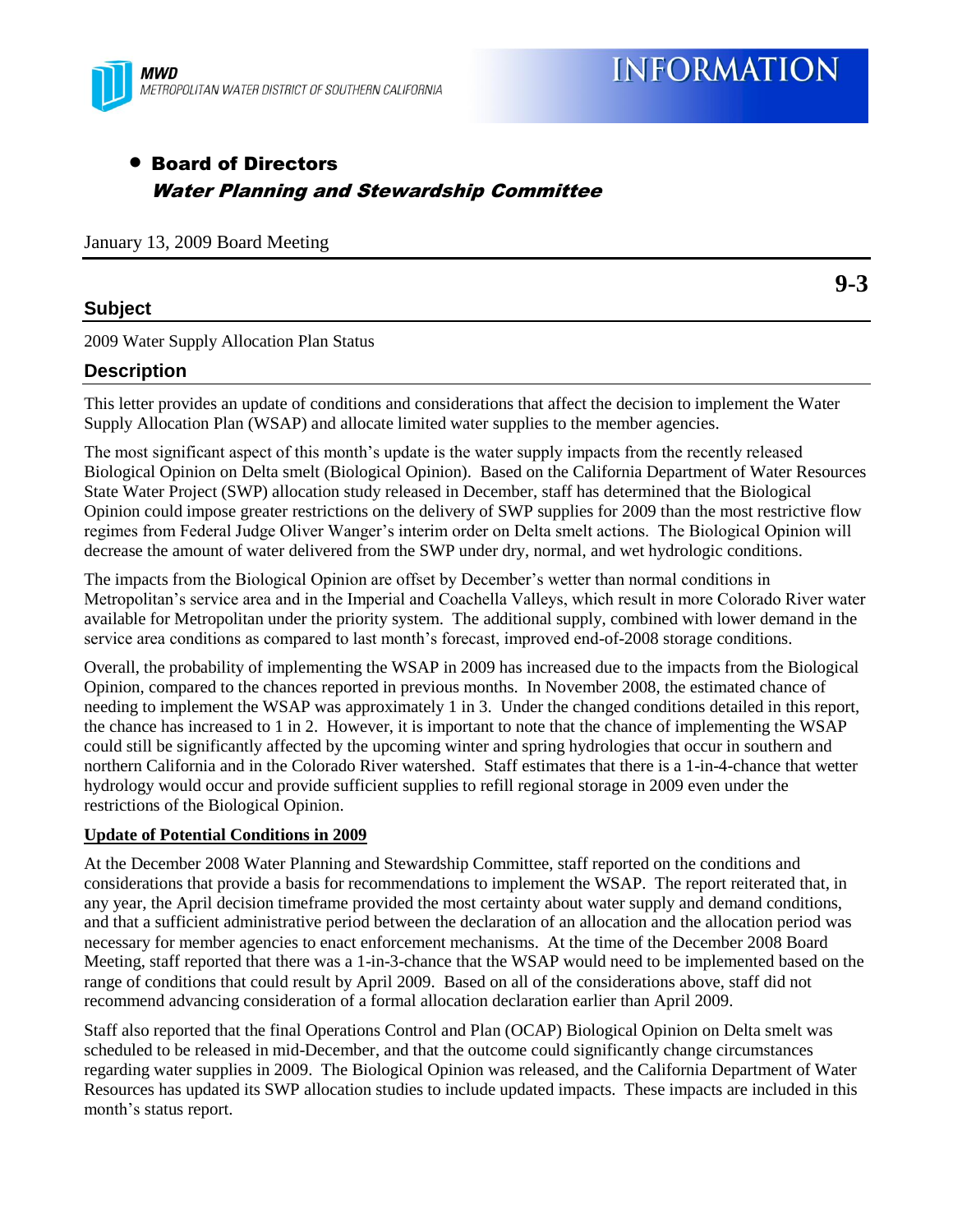MWD
METROPOLITAN WATER DISTRICT OF SOUTHERN CALIFORNIA

# INFORMATION

- **Board of Directors**
  ***Water Planning and Stewardship Committee***

January 13, 2009 Board Meeting

**9-3**

## Subject

2009 Water Supply Allocation Plan Status

## Description

This letter provides an update of conditions and considerations that affect the decision to implement the Water Supply Allocation Plan (WSAP) and allocate limited water supplies to the member agencies.

The most significant aspect of this month's update is the water supply impacts from the recently released Biological Opinion on Delta smelt (Biological Opinion). Based on the California Department of Water Resources State Water Project (SWP) allocation study released in December, staff has determined that the Biological Opinion could impose greater restrictions on the delivery of SWP supplies for 2009 than the most restrictive flow regimes from Federal Judge Oliver Wanger's interim order on Delta smelt actions. The Biological Opinion will decrease the amount of water delivered from the SWP under dry, normal, and wet hydrologic conditions.

The impacts from the Biological Opinion are offset by December's wetter than normal conditions in Metropolitan's service area and in the Imperial and Coachella Valleys, which result in more Colorado River water available for Metropolitan under the priority system. The additional supply, combined with lower demand in the service area conditions as compared to last month's forecast, improved end-of-2008 storage conditions.

Overall, the probability of implementing the WSAP in 2009 has increased due to the impacts from the Biological Opinion, compared to the chances reported in previous months. In November 2008, the estimated chance of needing to implement the WSAP was approximately 1 in 3. Under the changed conditions detailed in this report, the chance has increased to 1 in 2. However, it is important to note that the chance of implementing the WSAP could still be significantly affected by the upcoming winter and spring hydrologies that occur in southern and northern California and in the Colorado River watershed. Staff estimates that there is a 1-in-4-chance that wetter hydrology would occur and provide sufficient supplies to refill regional storage in 2009 even under the restrictions of the Biological Opinion.

**Update of Potential Conditions in 2009**

At the December 2008 Water Planning and Stewardship Committee, staff reported on the conditions and considerations that provide a basis for recommendations to implement the WSAP. The report reiterated that, in any year, the April decision timeframe provided the most certainty about water supply and demand conditions, and that a sufficient administrative period between the declaration of an allocation and the allocation period was necessary for member agencies to enact enforcement mechanisms. At the time of the December 2008 Board Meeting, staff reported that there was a 1-in-3-chance that the WSAP would need to be implemented based on the range of conditions that could result by April 2009. Based on all of the considerations above, staff did not recommend advancing consideration of a formal allocation declaration earlier than April 2009.

Staff also reported that the final Operations Control and Plan (OCAP) Biological Opinion on Delta smelt was scheduled to be released in mid-December, and that the outcome could significantly change circumstances regarding water supplies in 2009. The Biological Opinion was released, and the California Department of Water Resources has updated its SWP allocation studies to include updated impacts. These impacts are included in this month's status report.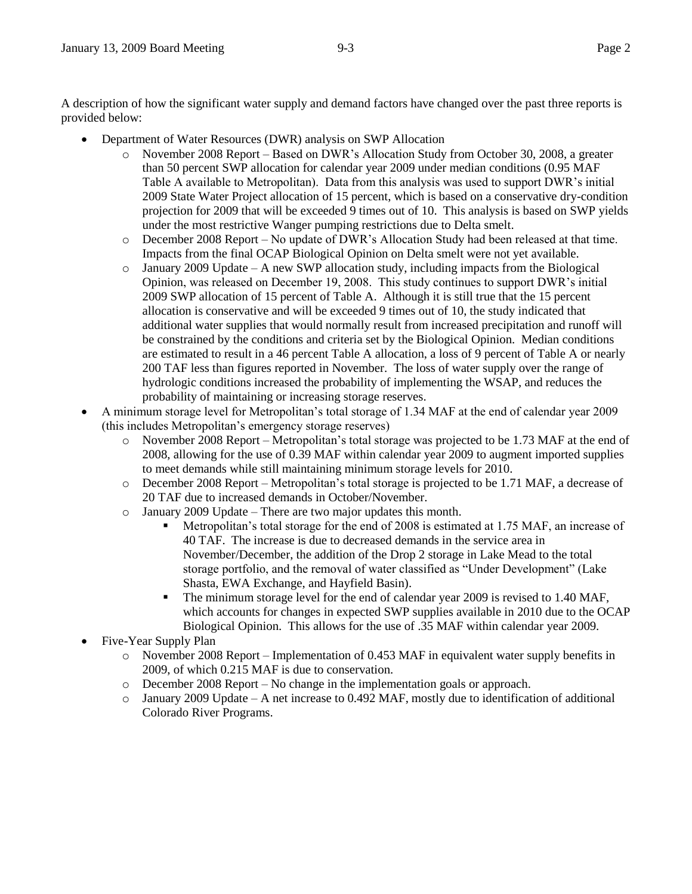A description of how the significant water supply and demand factors have changed over the past three reports is provided below:

- Department of Water Resources (DWR) analysis on SWP Allocation
  - November 2008 Report – Based on DWR's Allocation Study from October 30, 2008, a greater than 50 percent SWP allocation for calendar year 2009 under median conditions (0.95 MAF Table A available to Metropolitan). Data from this analysis was used to support DWR's initial 2009 State Water Project allocation of 15 percent, which is based on a conservative dry-condition projection for 2009 that will be exceeded 9 times out of 10. This analysis is based on SWP yields under the most restrictive Wanger pumping restrictions due to Delta smelt.
  - December 2008 Report – No update of DWR's Allocation Study had been released at that time. Impacts from the final OCAP Biological Opinion on Delta smelt were not yet available.
  - January 2009 Update – A new SWP allocation study, including impacts from the Biological Opinion, was released on December 19, 2008. This study continues to support DWR's initial 2009 SWP allocation of 15 percent of Table A. Although it is still true that the 15 percent allocation is conservative and will be exceeded 9 times out of 10, the study indicated that additional water supplies that would normally result from increased precipitation and runoff will be constrained by the conditions and criteria set by the Biological Opinion. Median conditions are estimated to result in a 46 percent Table A allocation, a loss of 9 percent of Table A or nearly 200 TAF less than figures reported in November. The loss of water supply over the range of hydrologic conditions increased the probability of implementing the WSAP, and reduces the probability of maintaining or increasing storage reserves.
- A minimum storage level for Metropolitan's total storage of 1.34 MAF at the end of calendar year 2009 (this includes Metropolitan's emergency storage reserves)
  - November 2008 Report – Metropolitan's total storage was projected to be 1.73 MAF at the end of 2008, allowing for the use of 0.39 MAF within calendar year 2009 to augment imported supplies to meet demands while still maintaining minimum storage levels for 2010.
  - December 2008 Report – Metropolitan's total storage is projected to be 1.71 MAF, a decrease of 20 TAF due to increased demands in October/November.
  - January 2009 Update – There are two major updates this month.
    - Metropolitan's total storage for the end of 2008 is estimated at 1.75 MAF, an increase of 40 TAF. The increase is due to decreased demands in the service area in November/December, the addition of the Drop 2 storage in Lake Mead to the total storage portfolio, and the removal of water classified as "Under Development" (Lake Shasta, EWA Exchange, and Hayfield Basin).
    - The minimum storage level for the end of calendar year 2009 is revised to 1.40 MAF, which accounts for changes in expected SWP supplies available in 2010 due to the OCAP Biological Opinion. This allows for the use of .35 MAF within calendar year 2009.
- Five-Year Supply Plan
  - November 2008 Report – Implementation of 0.453 MAF in equivalent water supply benefits in 2009, of which 0.215 MAF is due to conservation.
  - December 2008 Report – No change in the implementation goals or approach.
  - January 2009 Update – A net increase to 0.492 MAF, mostly due to identification of additional Colorado River Programs.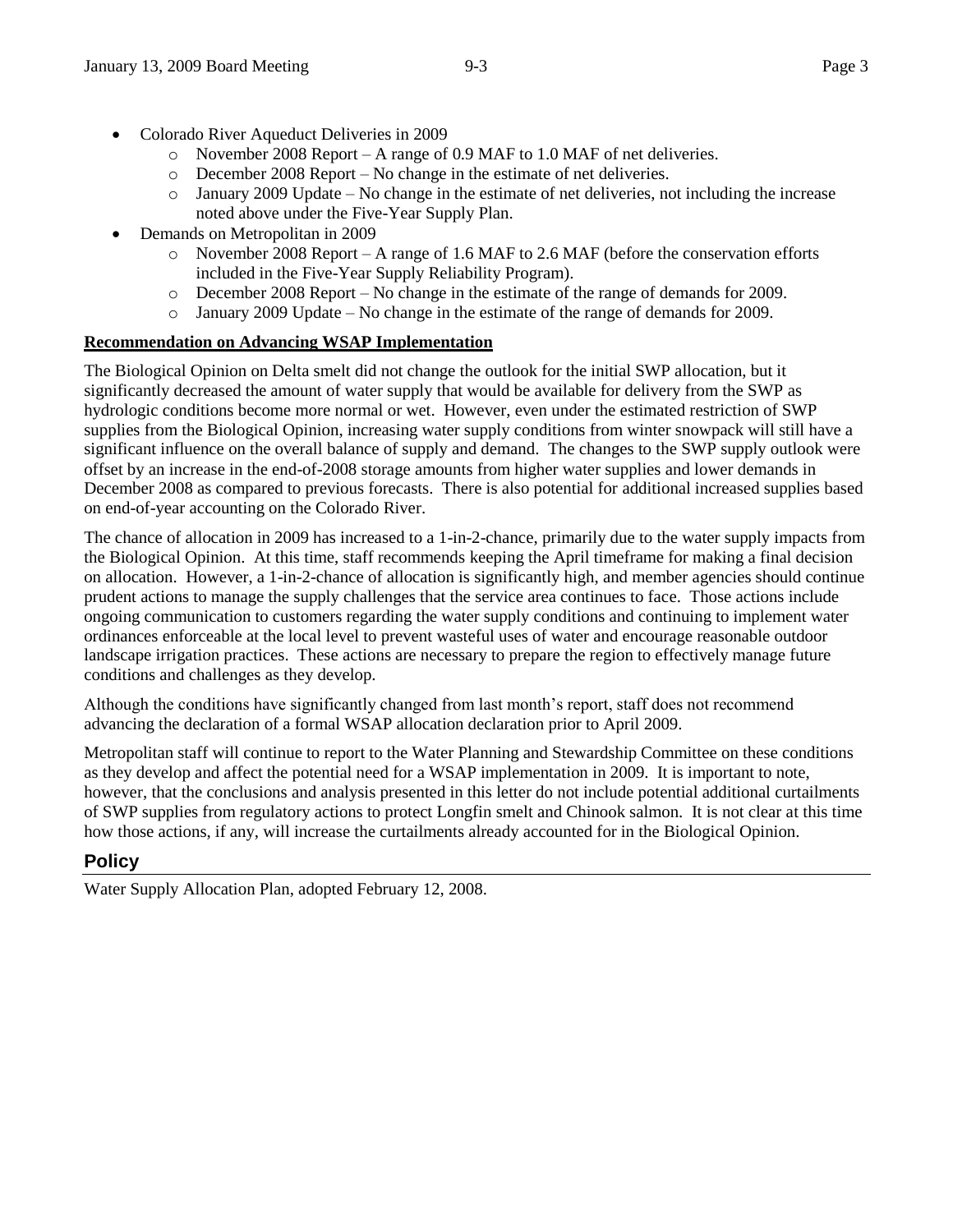- Colorado River Aqueduct Deliveries in 2009
  - November 2008 Report – A range of 0.9 MAF to 1.0 MAF of net deliveries.
  - December 2008 Report – No change in the estimate of net deliveries.
  - January 2009 Update – No change in the estimate of net deliveries, not including the increase noted above under the Five-Year Supply Plan.
- Demands on Metropolitan in 2009
  - November 2008 Report – A range of 1.6 MAF to 2.6 MAF (before the conservation efforts included in the Five-Year Supply Reliability Program).
  - December 2008 Report – No change in the estimate of the range of demands for 2009.
  - January 2009 Update – No change in the estimate of the range of demands for 2009.

**Recommendation on Advancing WSAP Implementation**

The Biological Opinion on Delta smelt did not change the outlook for the initial SWP allocation, but it significantly decreased the amount of water supply that would be available for delivery from the SWP as hydrologic conditions become more normal or wet. However, even under the estimated restriction of SWP supplies from the Biological Opinion, increasing water supply conditions from winter snowpack will still have a significant influence on the overall balance of supply and demand. The changes to the SWP supply outlook were offset by an increase in the end-of-2008 storage amounts from higher water supplies and lower demands in December 2008 as compared to previous forecasts. There is also potential for additional increased supplies based on end-of-year accounting on the Colorado River.

The chance of allocation in 2009 has increased to a 1-in-2-chance, primarily due to the water supply impacts from the Biological Opinion. At this time, staff recommends keeping the April timeframe for making a final decision on allocation. However, a 1-in-2-chance of allocation is significantly high, and member agencies should continue prudent actions to manage the supply challenges that the service area continues to face. Those actions include ongoing communication to customers regarding the water supply conditions and continuing to implement water ordinances enforceable at the local level to prevent wasteful uses of water and encourage reasonable outdoor landscape irrigation practices. These actions are necessary to prepare the region to effectively manage future conditions and challenges as they develop.

Although the conditions have significantly changed from last month's report, staff does not recommend advancing the declaration of a formal WSAP allocation declaration prior to April 2009.

Metropolitan staff will continue to report to the Water Planning and Stewardship Committee on these conditions as they develop and affect the potential need for a WSAP implementation in 2009. It is important to note, however, that the conclusions and analysis presented in this letter do not include potential additional curtailments of SWP supplies from regulatory actions to protect Longfin smelt and Chinook salmon. It is not clear at this time how those actions, if any, will increase the curtailments already accounted for in the Biological Opinion.

## Policy

Water Supply Allocation Plan, adopted February 12, 2008.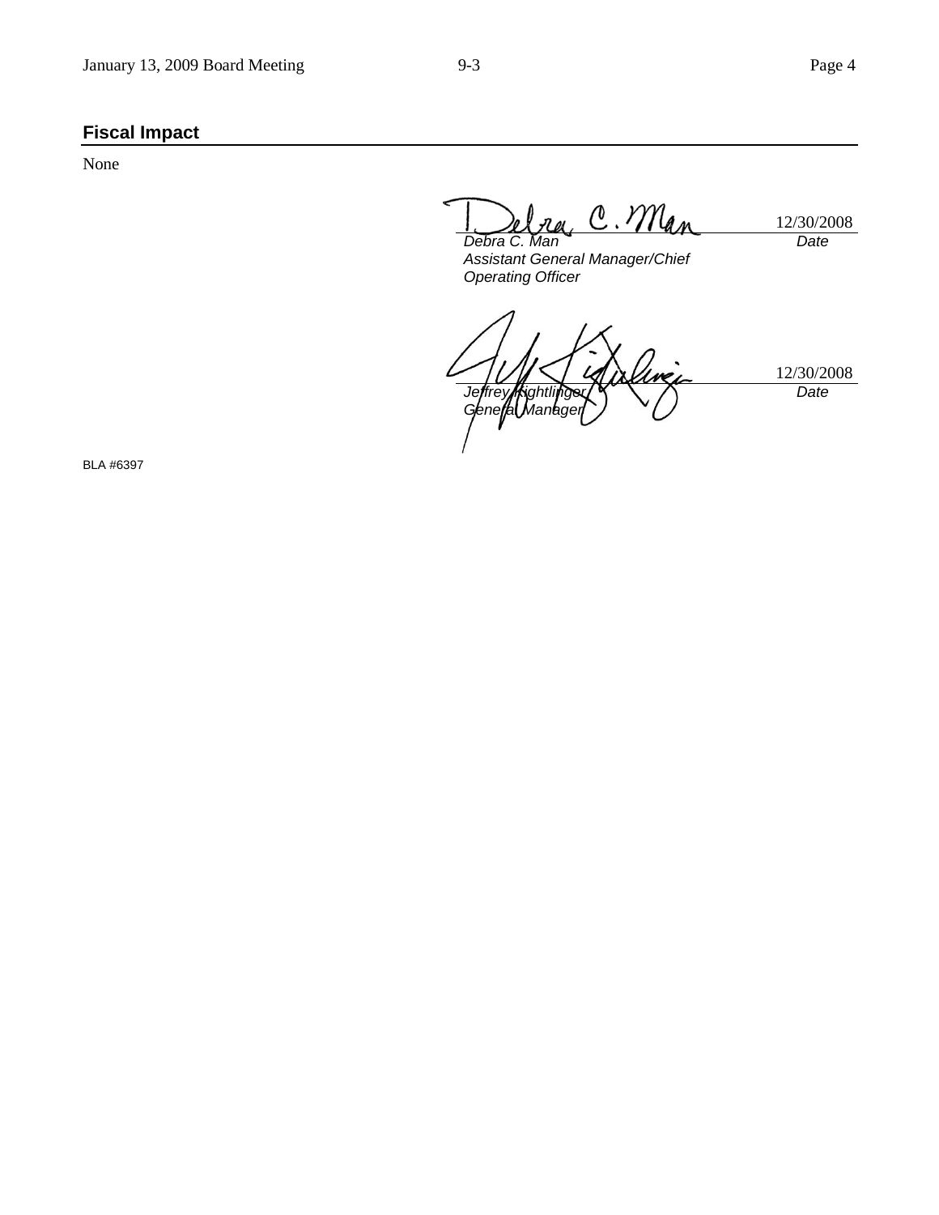## Fiscal Impact

None

*Debra C. Man* 12/30/2008
*Assistant General Manager/Chief Operating Officer* *Date*

*Jeffrey Kightlinger* 12/30/2008
*General Manager* *Date*

BLA #6397